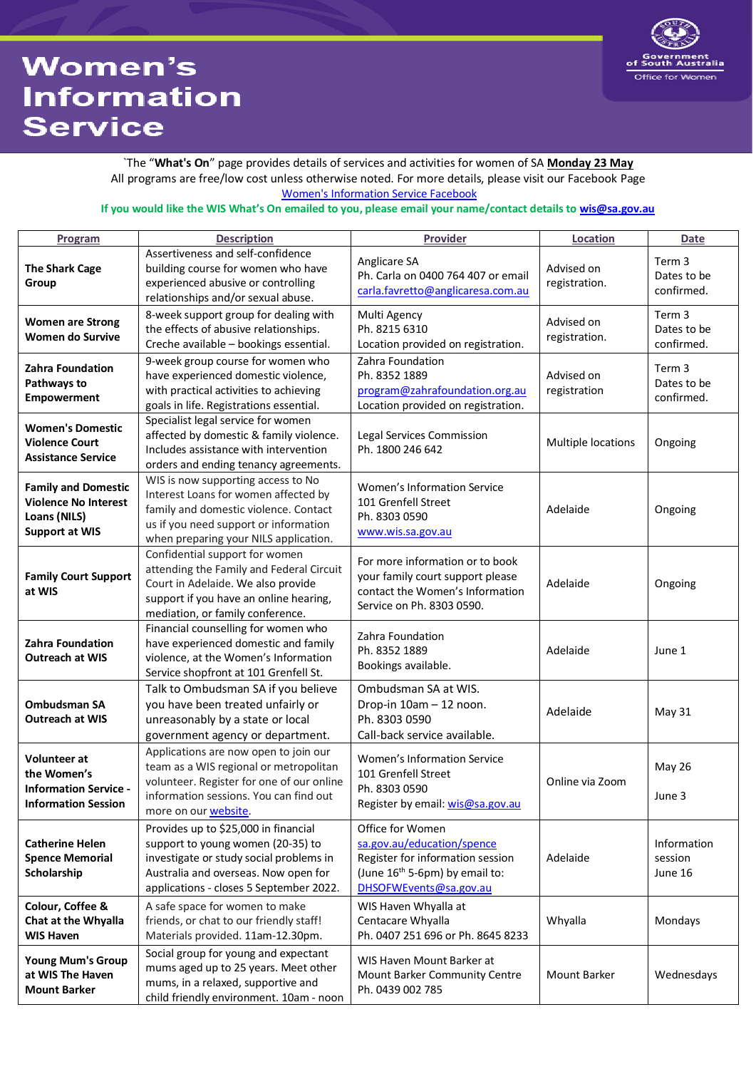# Women's Information Service

Government of South Australia
Office for Women

`The "**What's On**" page provides details of services and activities for women of SA **Monday 23 May**
All programs are free/low cost unless otherwise noted. For more details, please visit our Facebook Page
Women's Information Service Facebook

**If you would like the WIS What's On emailed to you, please email your name/contact details to wis@sa.gov.au**

| Program | Description | Provider | Location | Date |
|---|---|---|---|---|
| **The Shark Cage Group** | Assertiveness and self-confidence building course for women who have experienced abusive or controlling relationships and/or sexual abuse. | Anglicare SA Ph. Carla on 0400 764 407 or email carla.favretto@anglicaresa.com.au | Advised on registration. | Term 3 Dates to be confirmed. |
| **Women are Strong Women do Survive** | 8-week support group for dealing with the effects of abusive relationships. Creche available – bookings essential. | Multi Agency Ph. 8215 6310 Location provided on registration. | Advised on registration. | Term 3 Dates to be confirmed. |
| **Zahra Foundation Pathways to Empowerment** | 9-week group course for women who have experienced domestic violence, with practical activities to achieving goals in life. Registrations essential. | Zahra Foundation Ph. 8352 1889 program@zahrafoundation.org.au Location provided on registration. | Advised on registration | Term 3 Dates to be confirmed. |
| **Women's Domestic Violence Court Assistance Service** | Specialist legal service for women affected by domestic & family violence. Includes assistance with intervention orders and ending tenancy agreements. | Legal Services Commission Ph. 1800 246 642 | Multiple locations | Ongoing |
| **Family and Domestic Violence No Interest Loans (NILS) Support at WIS** | WIS is now supporting access to No Interest Loans for women affected by family and domestic violence. Contact us if you need support or information when preparing your NILS application. | Women's Information Service 101 Grenfell Street Ph. 8303 0590 www.wis.sa.gov.au | Adelaide | Ongoing |
| **Family Court Support at WIS** | Confidential support for women attending the Family and Federal Circuit Court in Adelaide. We also provide support if you have an online hearing, mediation, or family conference. | For more information or to book your family court support please contact the Women's Information Service on Ph. 8303 0590. | Adelaide | Ongoing |
| **Zahra Foundation Outreach at WIS** | Financial counselling for women who have experienced domestic and family violence, at the Women's Information Service shopfront at 101 Grenfell St. | Zahra Foundation Ph. 8352 1889 Bookings available. | Adelaide | June 1 |
| **Ombudsman SA Outreach at WIS** | Talk to Ombudsman SA if you believe you have been treated unfairly or unreasonably by a state or local government agency or department. | Ombudsman SA at WIS. Drop-in 10am – 12 noon. Ph. 8303 0590 Call-back service available. | Adelaide | May 31 |
| **Volunteer at the Women's Information Service - Information Session** | Applications are now open to join our team as a WIS regional or metropolitan volunteer. Register for one of our online information sessions. You can find out more on our website. | Women's Information Service 101 Grenfell Street Ph. 8303 0590 Register by email: wis@sa.gov.au | Online via Zoom | May 26<br><br>June 3 |
| **Catherine Helen Spence Memorial Scholarship** | Provides up to $25,000 in financial support to young women (20-35) to investigate or study social problems in Australia and overseas. Now open for applications - closes 5 September 2022. | Office for Women sa.gov.au/education/spence Register for information session (June 16th 5-6pm) by email to: DHSOFWEvents@sa.gov.au | Adelaide | Information session June 16 |
| **Colour, Coffee & Chat at the Whyalla WIS Haven** | A safe space for women to make friends, or chat to our friendly staff! Materials provided. 11am-12.30pm. | WIS Haven Whyalla at Centacare Whyalla Ph. 0407 251 696 or Ph. 8645 8233 | Whyalla | Mondays |
| **Young Mum's Group at WIS The Haven Mount Barker** | Social group for young and expectant mums aged up to 25 years. Meet other mums, in a relaxed, supportive and child friendly environment. 10am - noon | WIS Haven Mount Barker at Mount Barker Community Centre Ph. 0439 002 785 | Mount Barker | Wednesdays |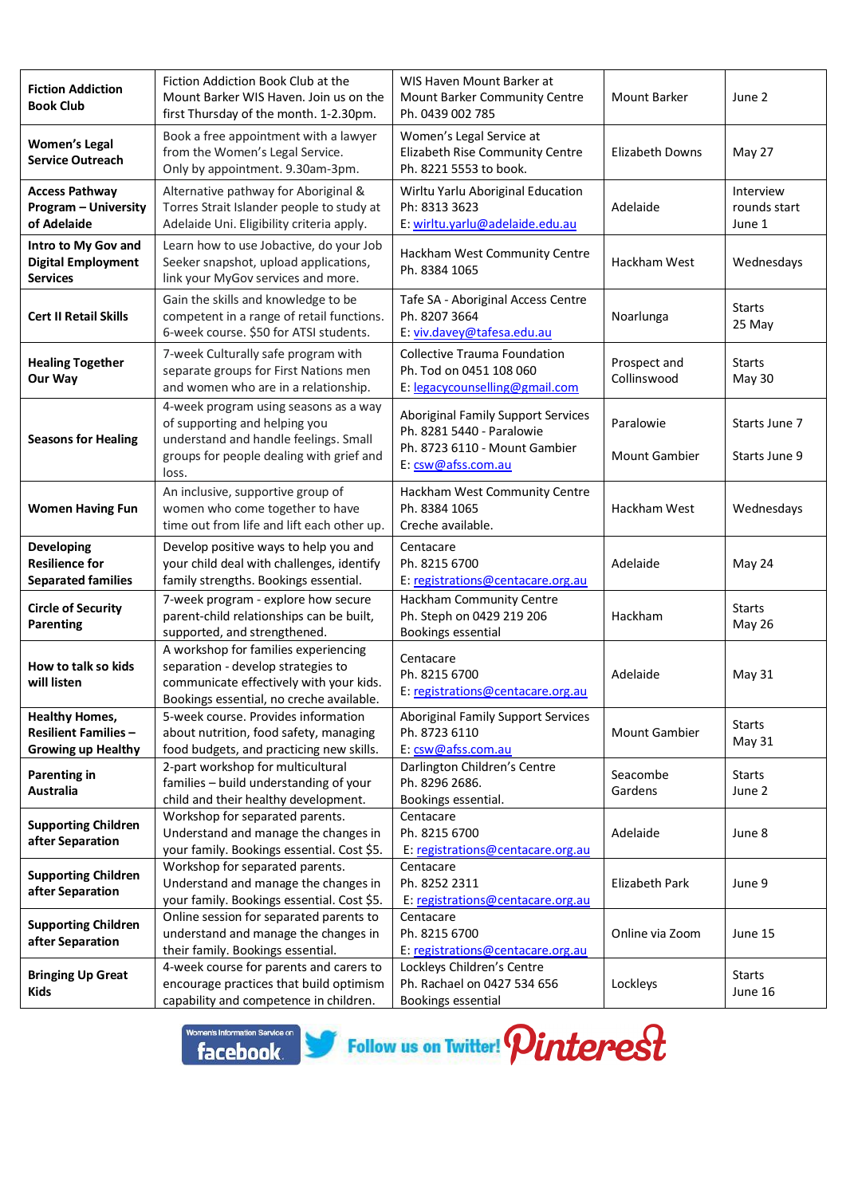| | | | | |
|---|---|---|---|---|
| **Fiction Addiction Book Club** | Fiction Addiction Book Club at the Mount Barker WIS Haven. Join us on the first Thursday of the month. 1-2.30pm. | WIS Haven Mount Barker at Mount Barker Community Centre Ph. 0439 002 785 | Mount Barker | June 2 |
| **Women's Legal Service Outreach** | Book a free appointment with a lawyer from the Women's Legal Service. Only by appointment. 9.30am-3pm. | Women's Legal Service at Elizabeth Rise Community Centre Ph. 8221 5553 to book. | Elizabeth Downs | May 27 |
| **Access Pathway Program – University of Adelaide** | Alternative pathway for Aboriginal & Torres Strait Islander people to study at Adelaide Uni. Eligibility criteria apply. | Wirltu Yarlu Aboriginal Education Ph: 8313 3623 E: wirltu.yarlu@adelaide.edu.au | Adelaide | Interview rounds start June 1 |
| **Intro to My Gov and Digital Employment Services** | Learn how to use Jobactive, do your Job Seeker snapshot, upload applications, link your MyGov services and more. | Hackham West Community Centre Ph. 8384 1065 | Hackham West | Wednesdays |
| **Cert II Retail Skills** | Gain the skills and knowledge to be competent in a range of retail functions. 6-week course. $50 for ATSI students. | Tafe SA - Aboriginal Access Centre Ph. 8207 3664 E: viv.davey@tafesa.edu.au | Noarlunga | Starts 25 May |
| **Healing Together Our Way** | 7-week Culturally safe program with separate groups for First Nations men and women who are in a relationship. | Collective Trauma Foundation Ph. Tod on 0451 108 060 E: legacycounselling@gmail.com | Prospect and Collinswood | Starts May 30 |
| **Seasons for Healing** | 4-week program using seasons as a way of supporting and helping you understand and handle feelings. Small groups for people dealing with grief and loss. | Aboriginal Family Support Services Ph. 8281 5440 - Paralowie Ph. 8723 6110 - Mount Gambier E: csw@afss.com.au | Paralowie<br><br>Mount Gambier | Starts June 7<br><br>Starts June 9 |
| **Women Having Fun** | An inclusive, supportive group of women who come together to have time out from life and lift each other up. | Hackham West Community Centre Ph. 8384 1065 Creche available. | Hackham West | Wednesdays |
| **Developing Resilience for Separated families** | Develop positive ways to help you and your child deal with challenges, identify family strengths. Bookings essential. | Centacare Ph. 8215 6700 E: registrations@centacare.org.au | Adelaide | May 24 |
| **Circle of Security Parenting** | 7-week program - explore how secure parent-child relationships can be built, supported, and strengthened. | Hackham Community Centre Ph. Steph on 0429 219 206 Bookings essential | Hackham | Starts May 26 |
| **How to talk so kids will listen** | A workshop for families experiencing separation - develop strategies to communicate effectively with your kids. Bookings essential, no creche available. | Centacare Ph. 8215 6700 E: registrations@centacare.org.au | Adelaide | May 31 |
| **Healthy Homes, Resilient Families – Growing up Healthy** | 5-week course. Provides information about nutrition, food safety, managing food budgets, and practicing new skills. | Aboriginal Family Support Services Ph. 8723 6110 E: csw@afss.com.au | Mount Gambier | Starts May 31 |
| **Parenting in Australia** | 2-part workshop for multicultural families – build understanding of your child and their healthy development. | Darlington Children's Centre Ph. 8296 2686. Bookings essential. | Seacombe Gardens | Starts June 2 |
| **Supporting Children after Separation** | Workshop for separated parents. Understand and manage the changes in your family. Bookings essential. Cost $5. | Centacare Ph. 8215 6700 E: registrations@centacare.org.au | Adelaide | June 8 |
| **Supporting Children after Separation** | Workshop for separated parents. Understand and manage the changes in your family. Bookings essential. Cost $5. | Centacare Ph. 8252 2311 E: registrations@centacare.org.au | Elizabeth Park | June 9 |
| **Supporting Children after Separation** | Online session for separated parents to understand and manage the changes in their family. Bookings essential. | Centacare Ph. 8215 6700 E: registrations@centacare.org.au | Online via Zoom | June 15 |
| **Bringing Up Great Kids** | 4-week course for parents and carers to encourage practices that build optimism capability and competence in children. | Lockleys Children's Centre Ph. Rachael on 0427 534 656 Bookings essential | Lockleys | Starts June 16 |

Women's Information Service on facebook | Follow us on Twitter! | Pinterest